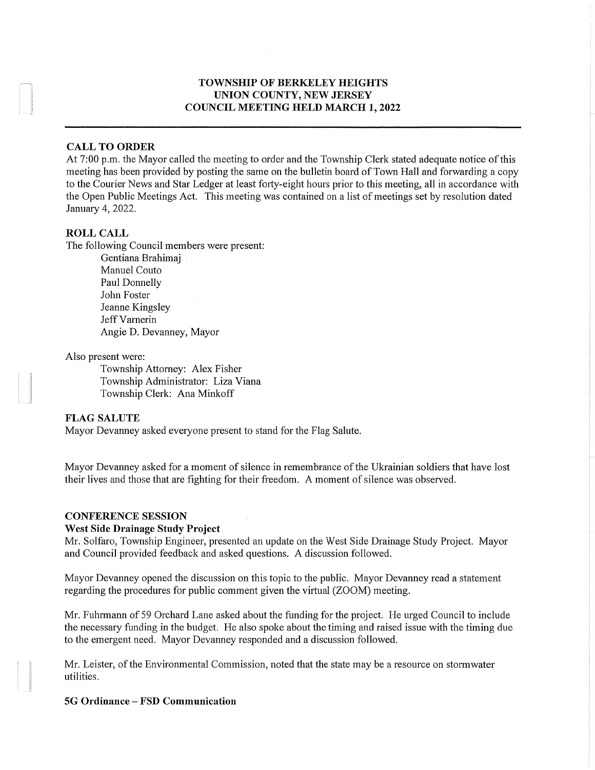# TOWNSHIP OF BERKELEY HEIGHTS
## UNION COUNTY, NEW JERSEY
## COUNCIL MEETING HELD MARCH 1, 2022

---

**CALL TO ORDER**

At 7:00 p.m. the Mayor called the meeting to order and the Township Clerk stated adequate notice of this meeting has been provided by posting the same on the bulletin board of Town Hall and forwarding a copy to the Courier News and Star Ledger at least forty-eight hours prior to this meeting, all in accordance with the Open Public Meetings Act. This meeting was contained on a list of meetings set by resolution dated January 4, 2022.

**ROLL CALL**

The following Council members were present:

Gentiana Brahimaj
Manuel Couto
Paul Donnelly
John Foster
Jeanne Kingsley
Jeff Varnerin
Angie D. Devanney, Mayor

Also present were:

Township Attorney: Alex Fisher
Township Administrator: Liza Viana
Township Clerk: Ana Minkoff

**FLAG SALUTE**

Mayor Devanney asked everyone present to stand for the Flag Salute.

Mayor Devanney asked for a moment of silence in remembrance of the Ukrainian soldiers that have lost their lives and those that are fighting for their freedom. A moment of silence was observed.

**CONFERENCE SESSION**

**West Side Drainage Study Project**

Mr. Solfaro, Township Engineer, presented an update on the West Side Drainage Study Project. Mayor and Council provided feedback and asked questions. A discussion followed.

Mayor Devanney opened the discussion on this topic to the public. Mayor Devanney read a statement regarding the procedures for public comment given the virtual (ZOOM) meeting.

Mr. Fuhrmann of 59 Orchard Lane asked about the funding for the project. He urged Council to include the necessary funding in the budget. He also spoke about the timing and raised issue with the timing due to the emergent need. Mayor Devanney responded and a discussion followed.

Mr. Leister, of the Environmental Commission, noted that the state may be a resource on stormwater utilities.

**5G Ordinance – FSD Communication**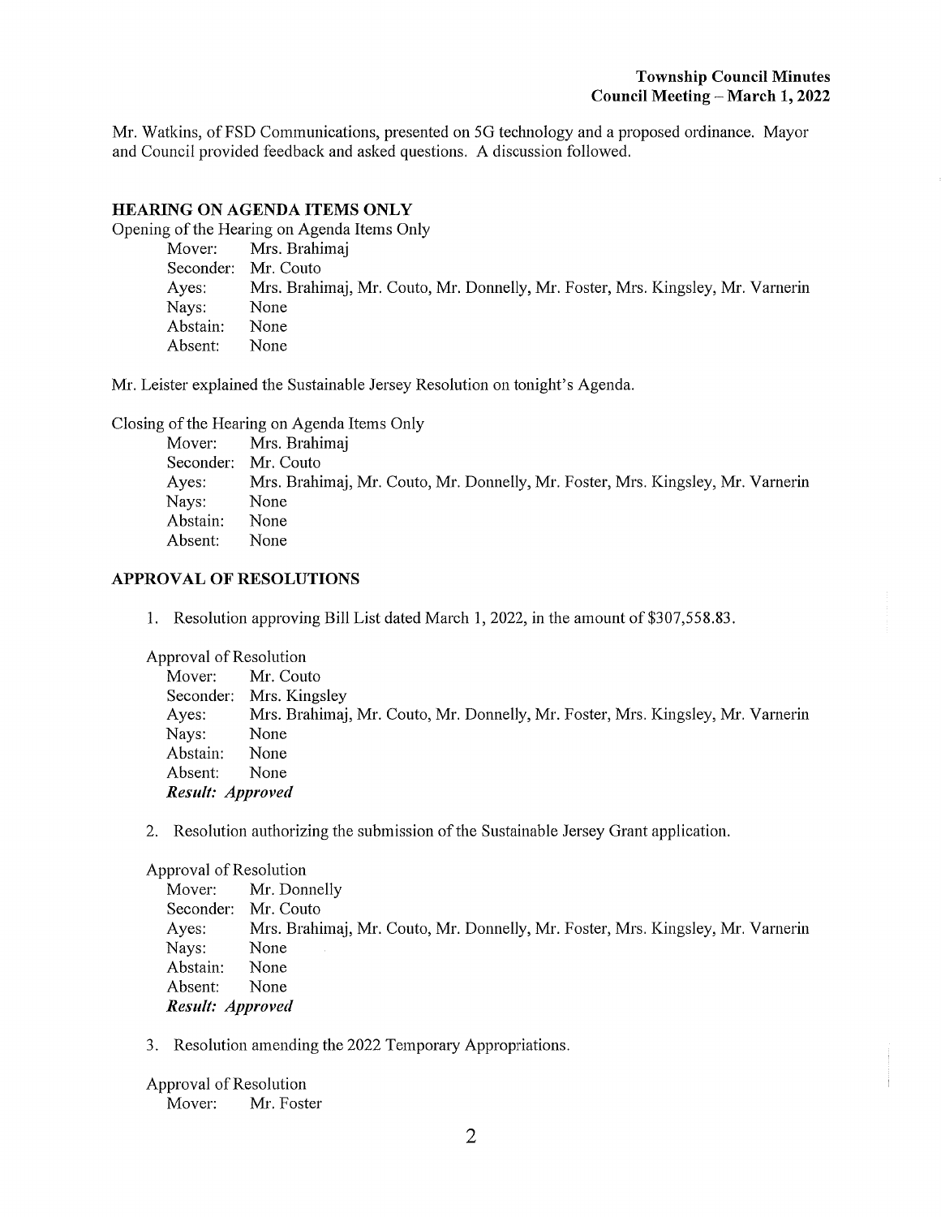Mr. Watkins, of FSD Communications, presented on 5G technology and a proposed ordinance. Mayor and Council provided feedback and asked questions. A discussion followed.

## HEARING ON AGENDA ITEMS ONLY

Opening of the Hearing on Agenda Items Only

Mover: Mrs. Brahimaj
Seconder: Mr. Couto
Ayes: Mrs. Brahimaj, Mr. Couto, Mr. Donnelly, Mr. Foster, Mrs. Kingsley, Mr. Varnerin
Nays: None
Abstain: None
Absent: None

Mr. Leister explained the Sustainable Jersey Resolution on tonight's Agenda.

Closing of the Hearing on Agenda Items Only

Mover: Mrs. Brahimaj
Seconder: Mr. Couto
Ayes: Mrs. Brahimaj, Mr. Couto, Mr. Donnelly, Mr. Foster, Mrs. Kingsley, Mr. Varnerin
Nays: None
Abstain: None
Absent: None

## APPROVAL OF RESOLUTIONS

1. Resolution approving Bill List dated March 1, 2022, in the amount of $307,558.83.

Approval of Resolution

Mover: Mr. Couto
Seconder: Mrs. Kingsley
Ayes: Mrs. Brahimaj, Mr. Couto, Mr. Donnelly, Mr. Foster, Mrs. Kingsley, Mr. Varnerin
Nays: None
Abstain: None
Absent: None
***Result: Approved***

2. Resolution authorizing the submission of the Sustainable Jersey Grant application.

Approval of Resolution

Mover: Mr. Donnelly
Seconder: Mr. Couto
Ayes: Mrs. Brahimaj, Mr. Couto, Mr. Donnelly, Mr. Foster, Mrs. Kingsley, Mr. Varnerin
Nays: None
Abstain: None
Absent: None
***Result: Approved***

3. Resolution amending the 2022 Temporary Appropriations.

Approval of Resolution

Mover: Mr. Foster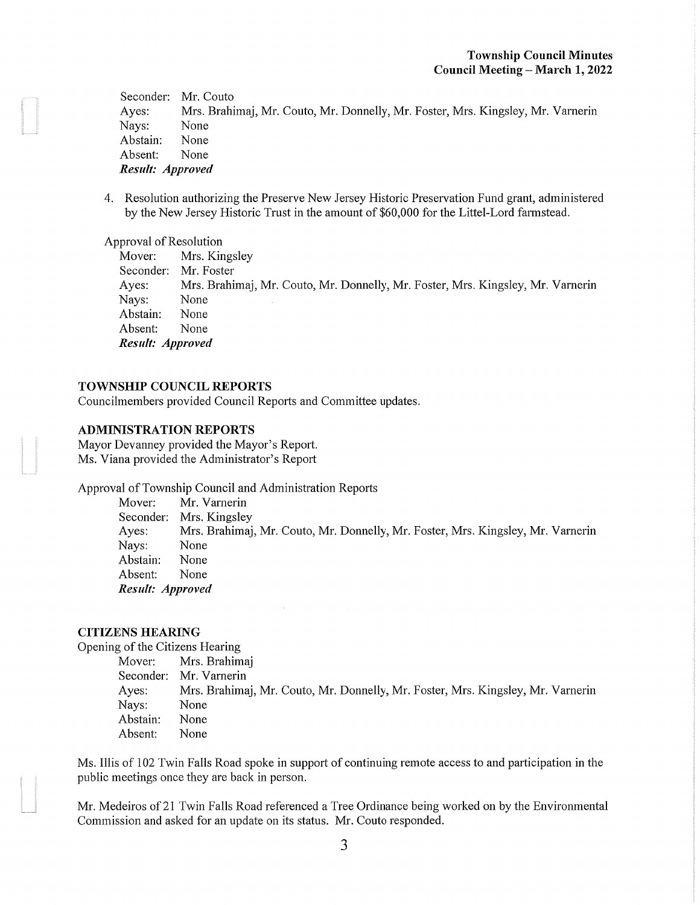Seconder: Mr. Couto
Ayes: Mrs. Brahimaj, Mr. Couto, Mr. Donnelly, Mr. Foster, Mrs. Kingsley, Mr. Varnerin
Nays: None
Abstain: None
Absent: None
***Result: Approved***

4. Resolution authorizing the Preserve New Jersey Historic Preservation Fund grant, administered by the New Jersey Historic Trust in the amount of $60,000 for the Littel-Lord farmstead.

Approval of Resolution
Mover: Mrs. Kingsley
Seconder: Mr. Foster
Ayes: Mrs. Brahimaj, Mr. Couto, Mr. Donnelly, Mr. Foster, Mrs. Kingsley, Mr. Varnerin
Nays: None
Abstain: None
Absent: None
***Result: Approved***

## TOWNSHIP COUNCIL REPORTS

Councilmembers provided Council Reports and Committee updates.

## ADMINISTRATION REPORTS

Mayor Devanney provided the Mayor's Report.
Ms. Viana provided the Administrator's Report

Approval of Township Council and Administration Reports
Mover: Mr. Varnerin
Seconder: Mrs. Kingsley
Ayes: Mrs. Brahimaj, Mr. Couto, Mr. Donnelly, Mr. Foster, Mrs. Kingsley, Mr. Varnerin
Nays: None
Abstain: None
Absent: None
***Result: Approved***

## CITIZENS HEARING

Opening of the Citizens Hearing
Mover: Mrs. Brahimaj
Seconder: Mr. Varnerin
Ayes: Mrs. Brahimaj, Mr. Couto, Mr. Donnelly, Mr. Foster, Mrs. Kingsley, Mr. Varnerin
Nays: None
Abstain: None
Absent: None

Ms. Illis of 102 Twin Falls Road spoke in support of continuing remote access to and participation in the public meetings once they are back in person.

Mr. Medeiros of 21 Twin Falls Road referenced a Tree Ordinance being worked on by the Environmental Commission and asked for an update on its status. Mr. Couto responded.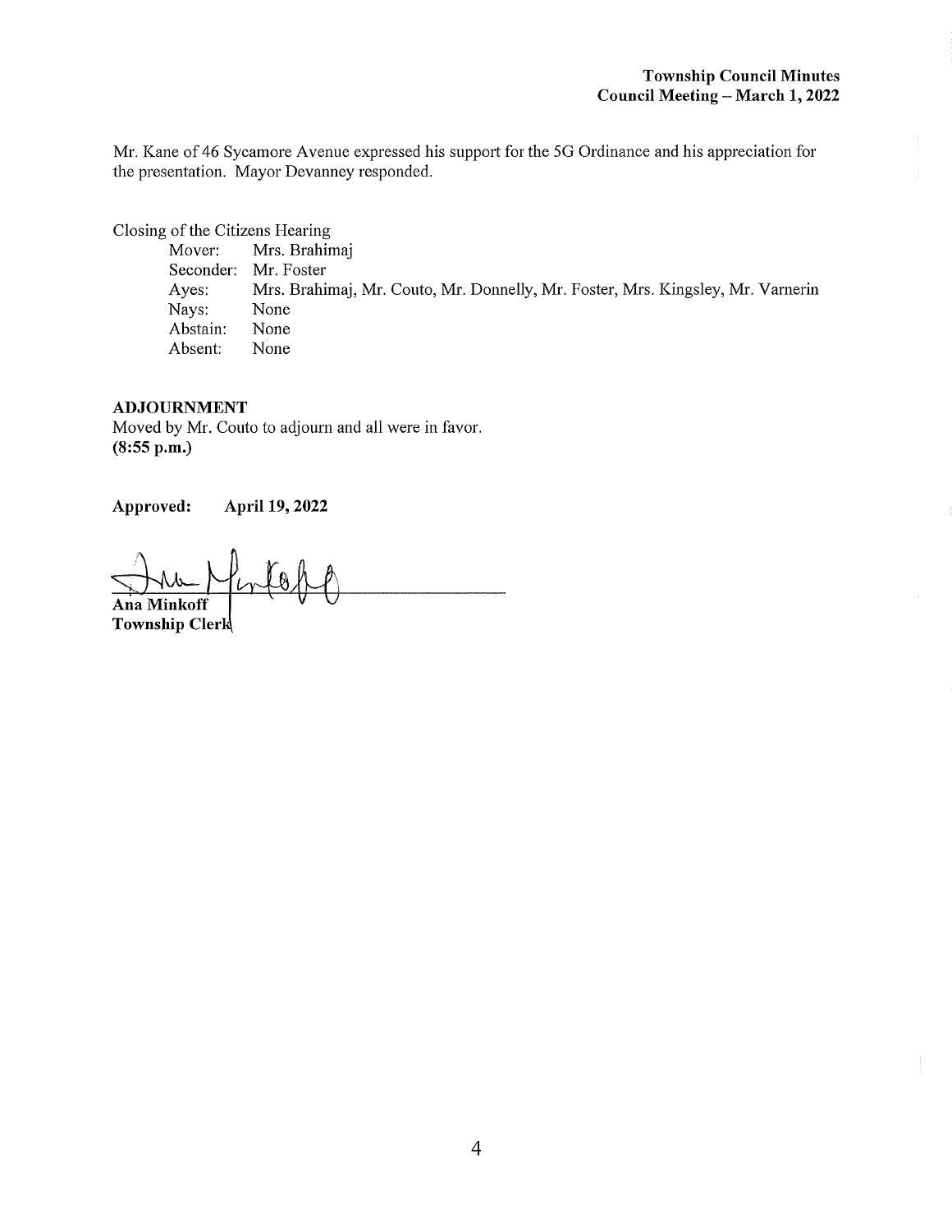Mr. Kane of 46 Sycamore Avenue expressed his support for the 5G Ordinance and his appreciation for the presentation. Mayor Devanney responded.

Closing of the Citizens Hearing

| | |
|---|---|
| Mover: | Mrs. Brahimaj |
| Seconder: | Mr. Foster |
| Ayes: | Mrs. Brahimaj, Mr. Couto, Mr. Donnelly, Mr. Foster, Mrs. Kingsley, Mr. Varnerin |
| Nays: | None |
| Abstain: | None |
| Absent: | None |

**ADJOURNMENT**

Moved by Mr. Couto to adjourn and all were in favor.
**(8:55 p.m.)**

**Approved: April 19, 2022**

**Ana Minkoff**
**Township Clerk**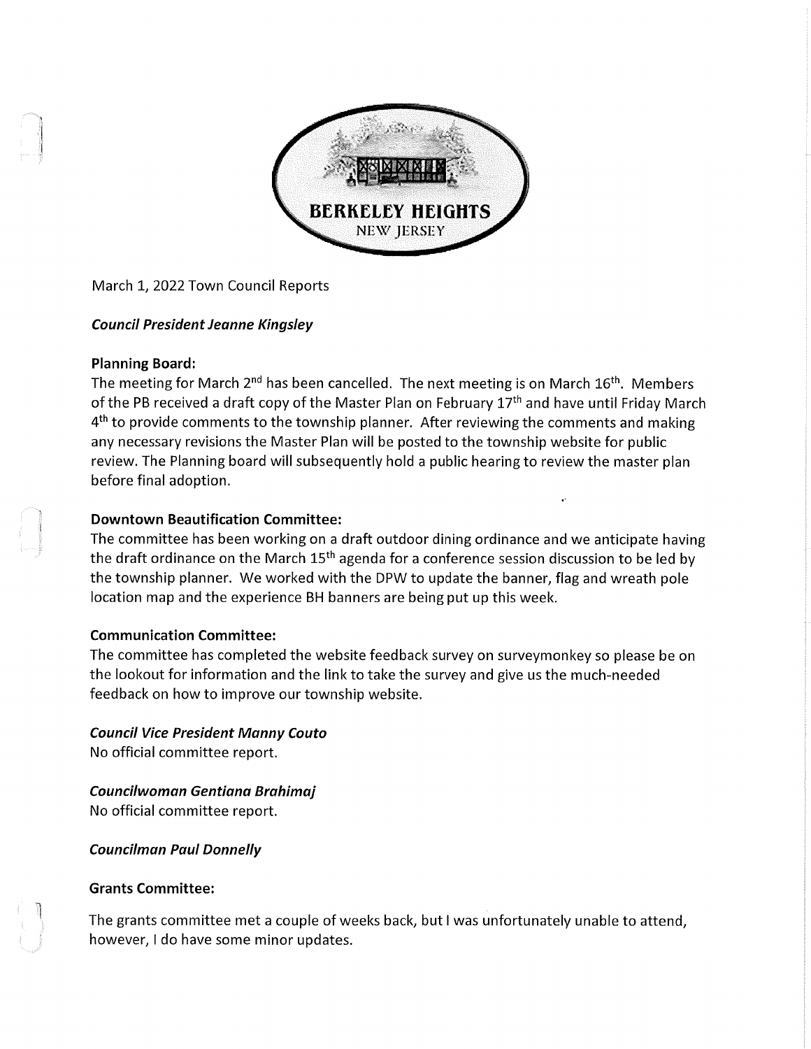BERKELEY HEIGHTS
NEW JERSEY

March 1, 2022 Town Council Reports

***Council President Jeanne Kingsley***

**Planning Board:**

The meeting for March 2nd has been cancelled. The next meeting is on March 16th. Members of the PB received a draft copy of the Master Plan on February 17th and have until Friday March 4th to provide comments to the township planner. After reviewing the comments and making any necessary revisions the Master Plan will be posted to the township website for public review. The Planning board will subsequently hold a public hearing to review the master plan before final adoption.

**Downtown Beautification Committee:**

The committee has been working on a draft outdoor dining ordinance and we anticipate having the draft ordinance on the March 15th agenda for a conference session discussion to be led by the township planner. We worked with the DPW to update the banner, flag and wreath pole location map and the experience BH banners are being put up this week.

**Communication Committee:**

The committee has completed the website feedback survey on surveymonkey so please be on the lookout for information and the link to take the survey and give us the much-needed feedback on how to improve our township website.

***Council Vice President Manny Couto***

No official committee report.

***Councilwoman Gentiana Brahimaj***

No official committee report.

***Councilman Paul Donnelly***

**Grants Committee:**

The grants committee met a couple of weeks back, but I was unfortunately unable to attend, however, I do have some minor updates.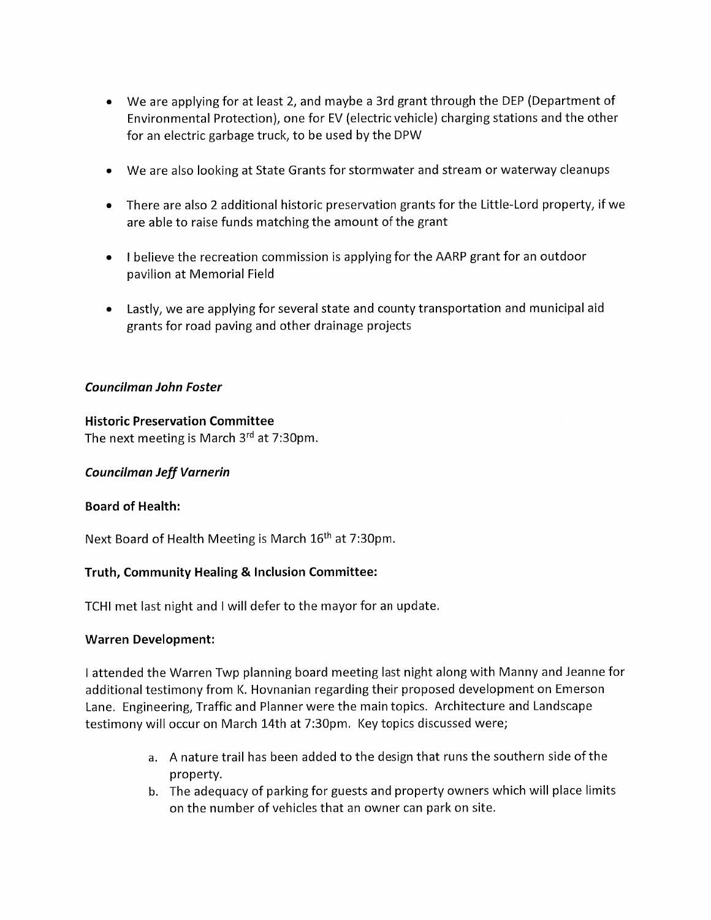- We are applying for at least 2, and maybe a 3rd grant through the DEP (Department of Environmental Protection), one for EV (electric vehicle) charging stations and the other for an electric garbage truck, to be used by the DPW

- We are also looking at State Grants for stormwater and stream or waterway cleanups

- There are also 2 additional historic preservation grants for the Little-Lord property, if we are able to raise funds matching the amount of the grant

- I believe the recreation commission is applying for the AARP grant for an outdoor pavilion at Memorial Field

- Lastly, we are applying for several state and county transportation and municipal aid grants for road paving and other drainage projects

***Councilman John Foster***

**Historic Preservation Committee**
The next meeting is March 3rd at 7:30pm.

***Councilman Jeff Varnerin***

**Board of Health:**

Next Board of Health Meeting is March 16th at 7:30pm.

**Truth, Community Healing & Inclusion Committee:**

TCHI met last night and I will defer to the mayor for an update.

**Warren Development:**

I attended the Warren Twp planning board meeting last night along with Manny and Jeanne for additional testimony from K. Hovnanian regarding their proposed development on Emerson Lane. Engineering, Traffic and Planner were the main topics. Architecture and Landscape testimony will occur on March 14th at 7:30pm. Key topics discussed were;

a. A nature trail has been added to the design that runs the southern side of the property.
b. The adequacy of parking for guests and property owners which will place limits on the number of vehicles that an owner can park on site.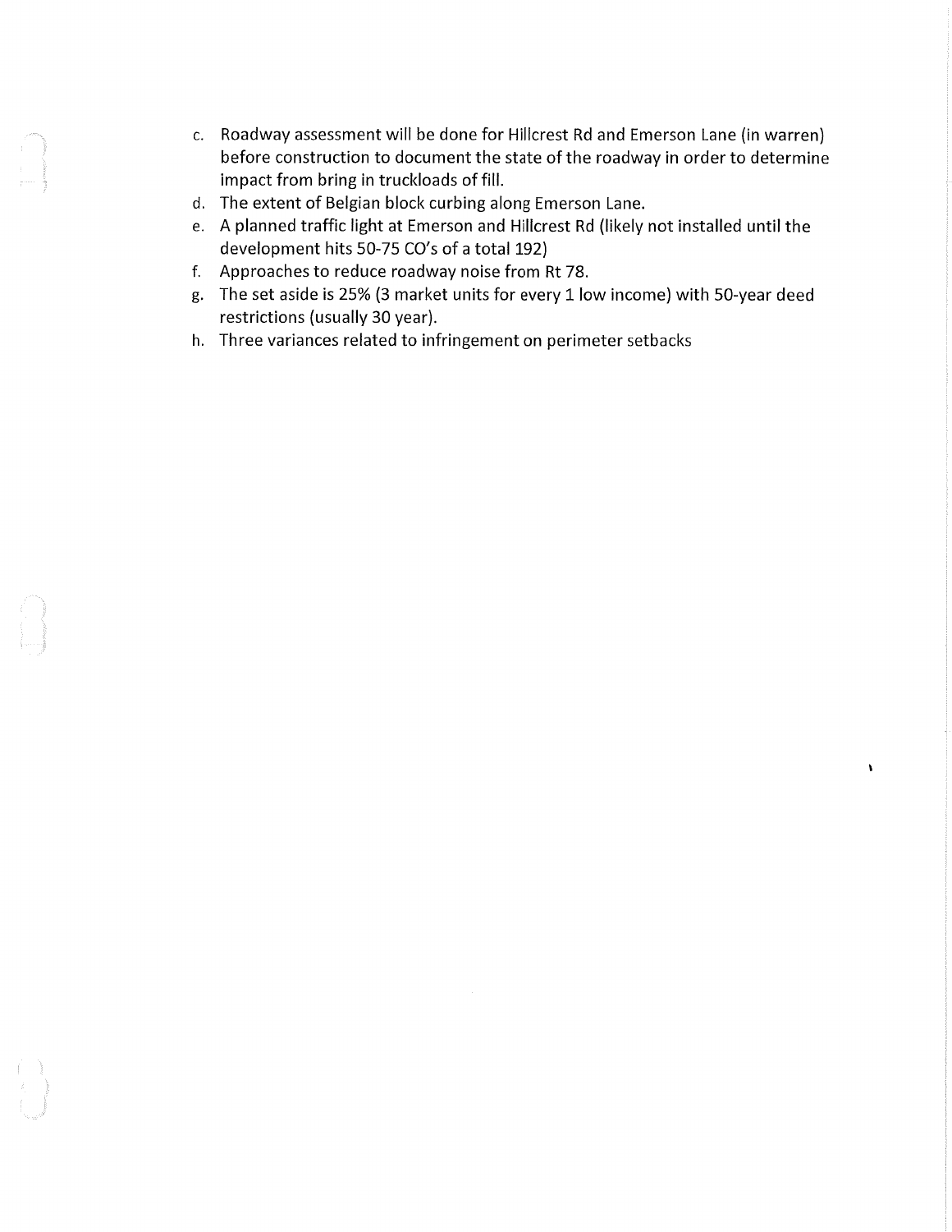c. Roadway assessment will be done for Hillcrest Rd and Emerson Lane (in warren) before construction to document the state of the roadway in order to determine impact from bring in truckloads of fill.
d. The extent of Belgian block curbing along Emerson Lane.
e. A planned traffic light at Emerson and Hillcrest Rd (likely not installed until the development hits 50-75 CO's of a total 192)
f. Approaches to reduce roadway noise from Rt 78.
g. The set aside is 25% (3 market units for every 1 low income) with 50-year deed restrictions (usually 30 year).
h. Three variances related to infringement on perimeter setbacks